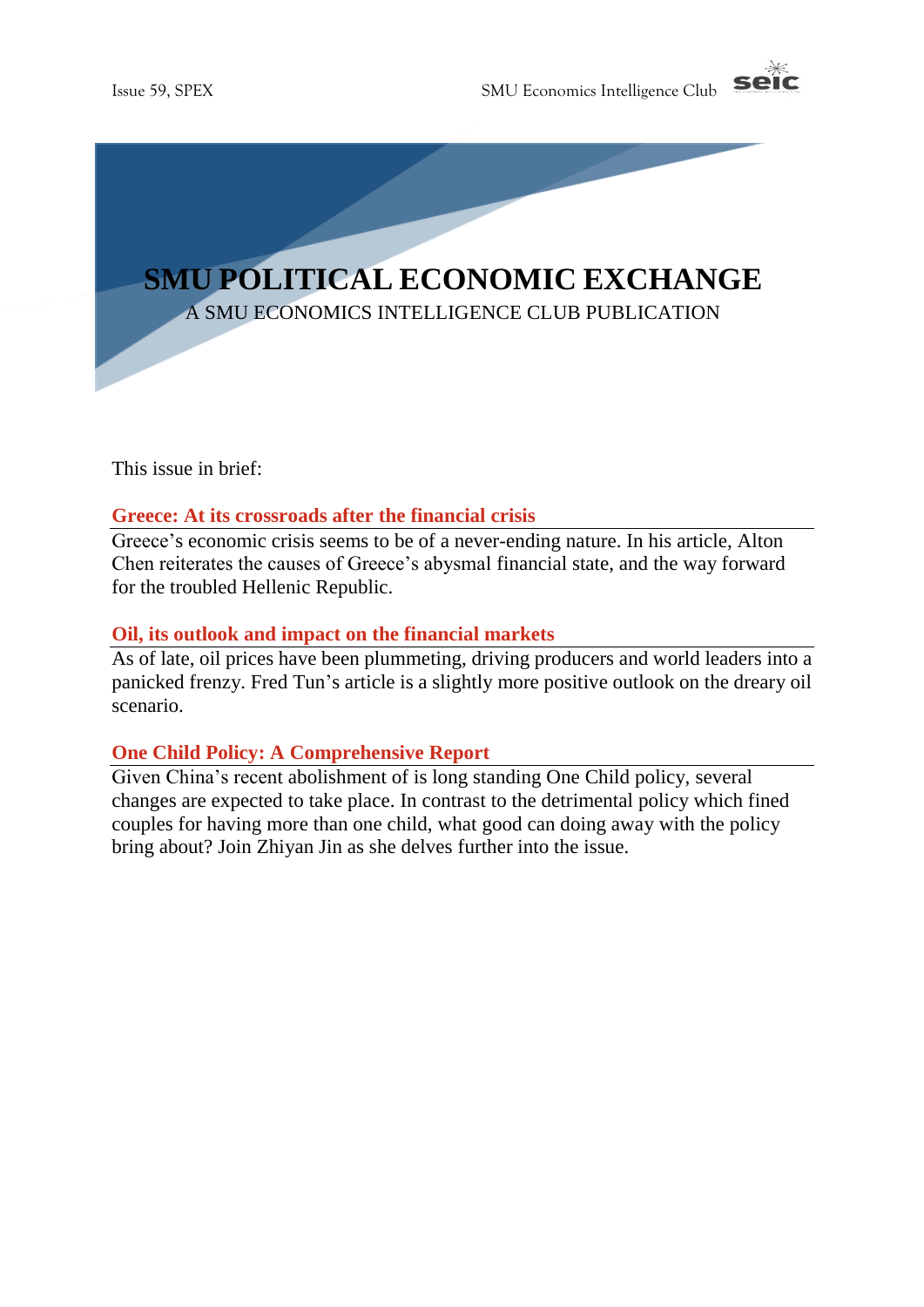# SMU POLITICAL ECONOMIC EXCHANGE

A SMU ECONOMICS INTELLIGENCE CLUB PUBLICATION

This issue in brief:

### Greece: At its crossroads after the financial crisis

Greece's economic crisis seems to be of a never-ending nature. In his article, Alton Chen reiterates the causes of Greece's abysmal financial state, and the way forward for the troubled Hellenic Republic.

### Oil, its outlook and impact on the financial markets

As of late, oil prices have been plummeting, driving producers and world leaders into a panicked frenzy. Fred Tun's article is a slightly more positive outlook on the dreary oil scenario.

### One Child Policy: A Comprehensive Report

Given China's recent abolishment of is long standing One Child policy, several changes are expected to take place. In contrast to the detrimental policy which fined couples for having more than one child, what good can doing away with the policy bring about? Join Zhiyan Jin as she delves further into the issue.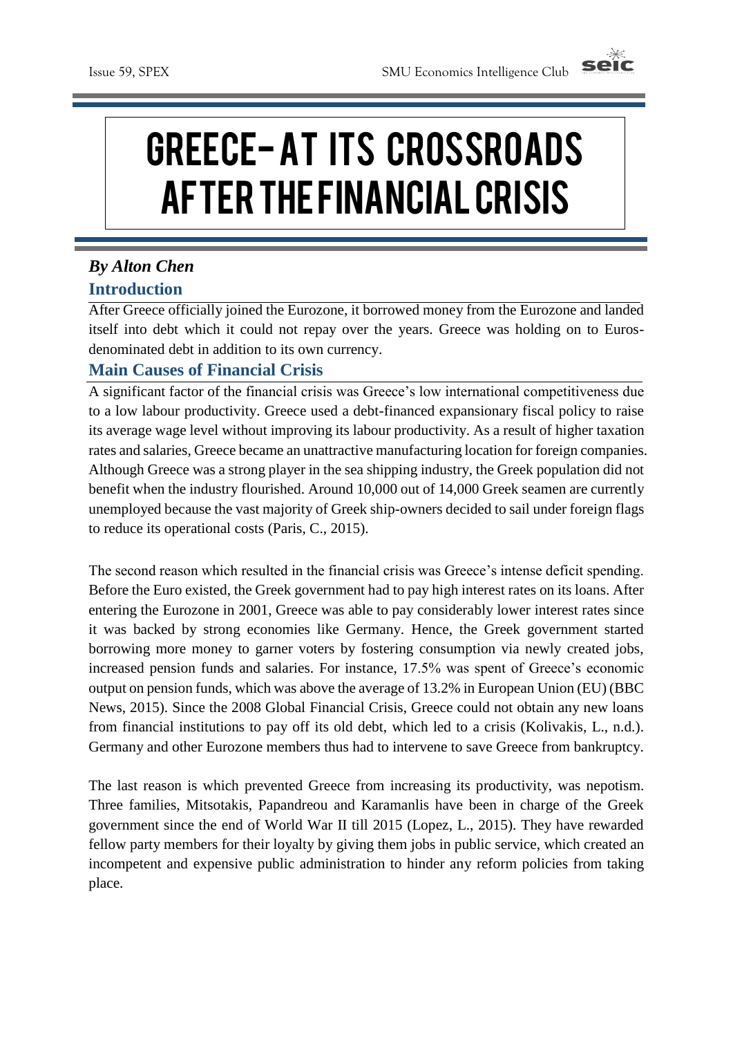# GREECE – AT ITS CROSSROADS AFTER THE FINANCIAL CRISIS

***By Alton Chen***

## Introduction

After Greece officially joined the Eurozone, it borrowed money from the Eurozone and landed itself into debt which it could not repay over the years. Greece was holding on to Euros-denominated debt in addition to its own currency.

## Main Causes of Financial Crisis

A significant factor of the financial crisis was Greece's low international competitiveness due to a low labour productivity. Greece used a debt-financed expansionary fiscal policy to raise its average wage level without improving its labour productivity. As a result of higher taxation rates and salaries, Greece became an unattractive manufacturing location for foreign companies. Although Greece was a strong player in the sea shipping industry, the Greek population did not benefit when the industry flourished. Around 10,000 out of 14,000 Greek seamen are currently unemployed because the vast majority of Greek ship-owners decided to sail under foreign flags to reduce its operational costs (Paris, C., 2015).

The second reason which resulted in the financial crisis was Greece's intense deficit spending. Before the Euro existed, the Greek government had to pay high interest rates on its loans. After entering the Eurozone in 2001, Greece was able to pay considerably lower interest rates since it was backed by strong economies like Germany. Hence, the Greek government started borrowing more money to garner voters by fostering consumption via newly created jobs, increased pension funds and salaries. For instance, 17.5% was spent of Greece's economic output on pension funds, which was above the average of 13.2% in European Union (EU) (BBC News, 2015). Since the 2008 Global Financial Crisis, Greece could not obtain any new loans from financial institutions to pay off its old debt, which led to a crisis (Kolivakis, L., n.d.). Germany and other Eurozone members thus had to intervene to save Greece from bankruptcy.

The last reason is which prevented Greece from increasing its productivity, was nepotism. Three families, Mitsotakis, Papandreou and Karamanlis have been in charge of the Greek government since the end of World War II till 2015 (Lopez, L., 2015). They have rewarded fellow party members for their loyalty by giving them jobs in public service, which created an incompetent and expensive public administration to hinder any reform policies from taking place.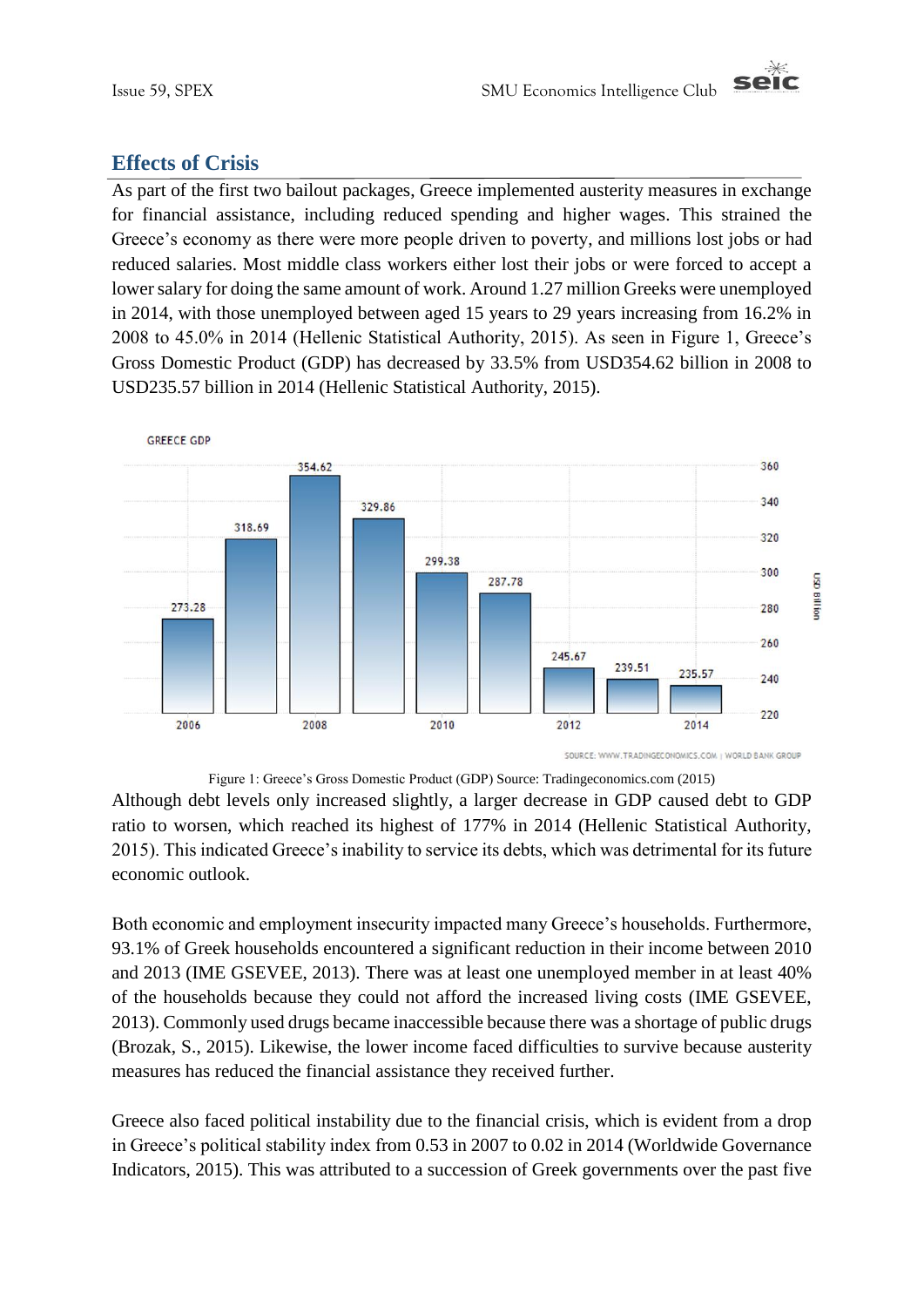## Effects of Crisis

As part of the first two bailout packages, Greece implemented austerity measures in exchange for financial assistance, including reduced spending and higher wages. This strained the Greece's economy as there were more people driven to poverty, and millions lost jobs or had reduced salaries. Most middle class workers either lost their jobs or were forced to accept a lower salary for doing the same amount of work. Around 1.27 million Greeks were unemployed in 2014, with those unemployed between aged 15 years to 29 years increasing from 16.2% in 2008 to 45.0% in 2014 (Hellenic Statistical Authority, 2015). As seen in Figure 1, Greece's Gross Domestic Product (GDP) has decreased by 33.5% from USD354.62 billion in 2008 to USD235.57 billion in 2014 (Hellenic Statistical Authority, 2015).

Figure 1: Greece's Gross Domestic Product (GDP) Source: Tradingeconomics.com (2015)

Although debt levels only increased slightly, a larger decrease in GDP caused debt to GDP ratio to worsen, which reached its highest of 177% in 2014 (Hellenic Statistical Authority, 2015). This indicated Greece's inability to service its debts, which was detrimental for its future economic outlook.

Both economic and employment insecurity impacted many Greece's households. Furthermore, 93.1% of Greek households encountered a significant reduction in their income between 2010 and 2013 (IME GSEVEE, 2013). There was at least one unemployed member in at least 40% of the households because they could not afford the increased living costs (IME GSEVEE, 2013). Commonly used drugs became inaccessible because there was a shortage of public drugs (Brozak, S., 2015). Likewise, the lower income faced difficulties to survive because austerity measures has reduced the financial assistance they received further.

Greece also faced political instability due to the financial crisis, which is evident from a drop in Greece's political stability index from 0.53 in 2007 to 0.02 in 2014 (Worldwide Governance Indicators, 2015). This was attributed to a succession of Greek governments over the past five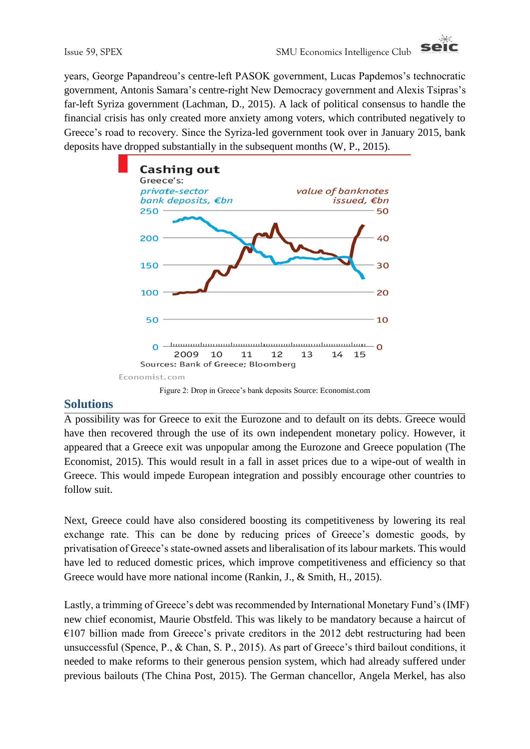years, George Papandreou's centre-left PASOK government, Lucas Papdemos's technocratic government, Antonis Samara's centre-right New Democracy government and Alexis Tsipras's far-left Syriza government (Lachman, D., 2015). A lack of political consensus to handle the financial crisis has only created more anxiety among voters, which contributed negatively to Greece's road to recovery. Since the Syriza-led government took over in January 2015, bank deposits have dropped substantially in the subsequent months (W, P., 2015).

Figure 2: Drop in Greece's bank deposits Source: Economist.com

## Solutions

A possibility was for Greece to exit the Eurozone and to default on its debts. Greece would have then recovered through the use of its own independent monetary policy. However, it appeared that a Greece exit was unpopular among the Eurozone and Greece population (The Economist, 2015). This would result in a fall in asset prices due to a wipe-out of wealth in Greece. This would impede European integration and possibly encourage other countries to follow suit.

Next, Greece could have also considered boosting its competitiveness by lowering its real exchange rate. This can be done by reducing prices of Greece's domestic goods, by privatisation of Greece's state-owned assets and liberalisation of its labour markets. This would have led to reduced domestic prices, which improve competitiveness and efficiency so that Greece would have more national income (Rankin, J., & Smith, H., 2015).

Lastly, a trimming of Greece's debt was recommended by International Monetary Fund's (IMF) new chief economist, Maurie Obstfeld. This was likely to be mandatory because a haircut of €107 billion made from Greece's private creditors in the 2012 debt restructuring had been unsuccessful (Spence, P., & Chan, S. P., 2015). As part of Greece's third bailout conditions, it needed to make reforms to their generous pension system, which had already suffered under previous bailouts (The China Post, 2015). The German chancellor, Angela Merkel, has also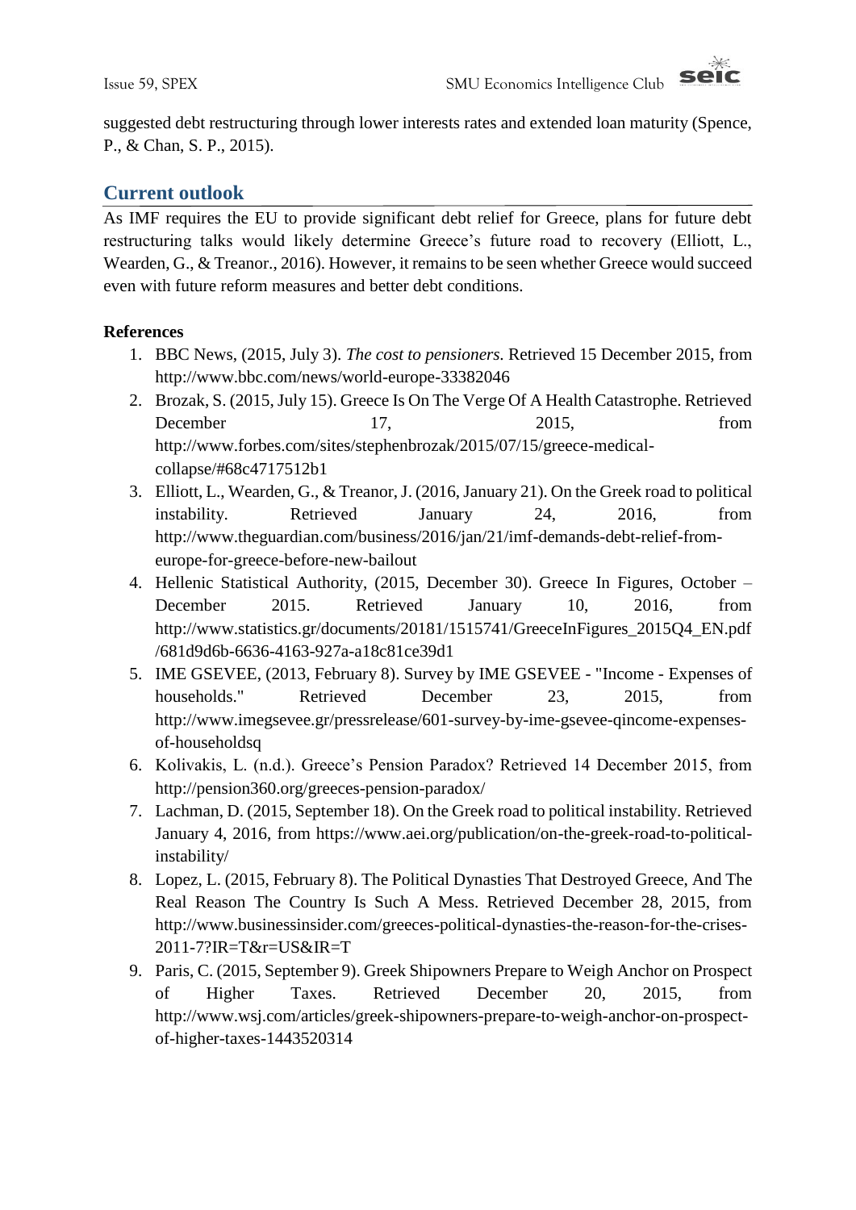suggested debt restructuring through lower interests rates and extended loan maturity (Spence, P., & Chan, S. P., 2015).

## Current outlook

As IMF requires the EU to provide significant debt relief for Greece, plans for future debt restructuring talks would likely determine Greece's future road to recovery (Elliott, L., Wearden, G., & Treanor., 2016). However, it remains to be seen whether Greece would succeed even with future reform measures and better debt conditions.

**References**

1. BBC News, (2015, July 3). *The cost to pensioners.* Retrieved 15 December 2015, from http://www.bbc.com/news/world-europe-33382046
2. Brozak, S. (2015, July 15). Greece Is On The Verge Of A Health Catastrophe. Retrieved December 17, 2015, from http://www.forbes.com/sites/stephenbrozak/2015/07/15/greece-medical-collapse/#68c4717512b1
3. Elliott, L., Wearden, G., & Treanor, J. (2016, January 21). On the Greek road to political instability. Retrieved January 24, 2016, from http://www.theguardian.com/business/2016/jan/21/imf-demands-debt-relief-from-europe-for-greece-before-new-bailout
4. Hellenic Statistical Authority, (2015, December 30). Greece In Figures, October – December 2015. Retrieved January 10, 2016, from http://www.statistics.gr/documents/20181/1515741/GreeceInFigures_2015Q4_EN.pdf/681d9d6b-6636-4163-927a-a18c81ce39d1
5. IME GSEVEE, (2013, February 8). Survey by IME GSEVEE - "Income - Expenses of households." Retrieved December 23, 2015, from http://www.imegsevee.gr/pressrelease/601-survey-by-ime-gsevee-qincome-expenses-of-householdsq
6. Kolivakis, L. (n.d.). Greece's Pension Paradox? Retrieved 14 December 2015, from http://pension360.org/greeces-pension-paradox/
7. Lachman, D. (2015, September 18). On the Greek road to political instability. Retrieved January 4, 2016, from https://www.aei.org/publication/on-the-greek-road-to-political-instability/
8. Lopez, L. (2015, February 8). The Political Dynasties That Destroyed Greece, And The Real Reason The Country Is Such A Mess. Retrieved December 28, 2015, from http://www.businessinsider.com/greeces-political-dynasties-the-reason-for-the-crises-2011-7?IR=T&r=US&IR=T
9. Paris, C. (2015, September 9). Greek Shipowners Prepare to Weigh Anchor on Prospect of Higher Taxes. Retrieved December 20, 2015, from http://www.wsj.com/articles/greek-shipowners-prepare-to-weigh-anchor-on-prospect-of-higher-taxes-1443520314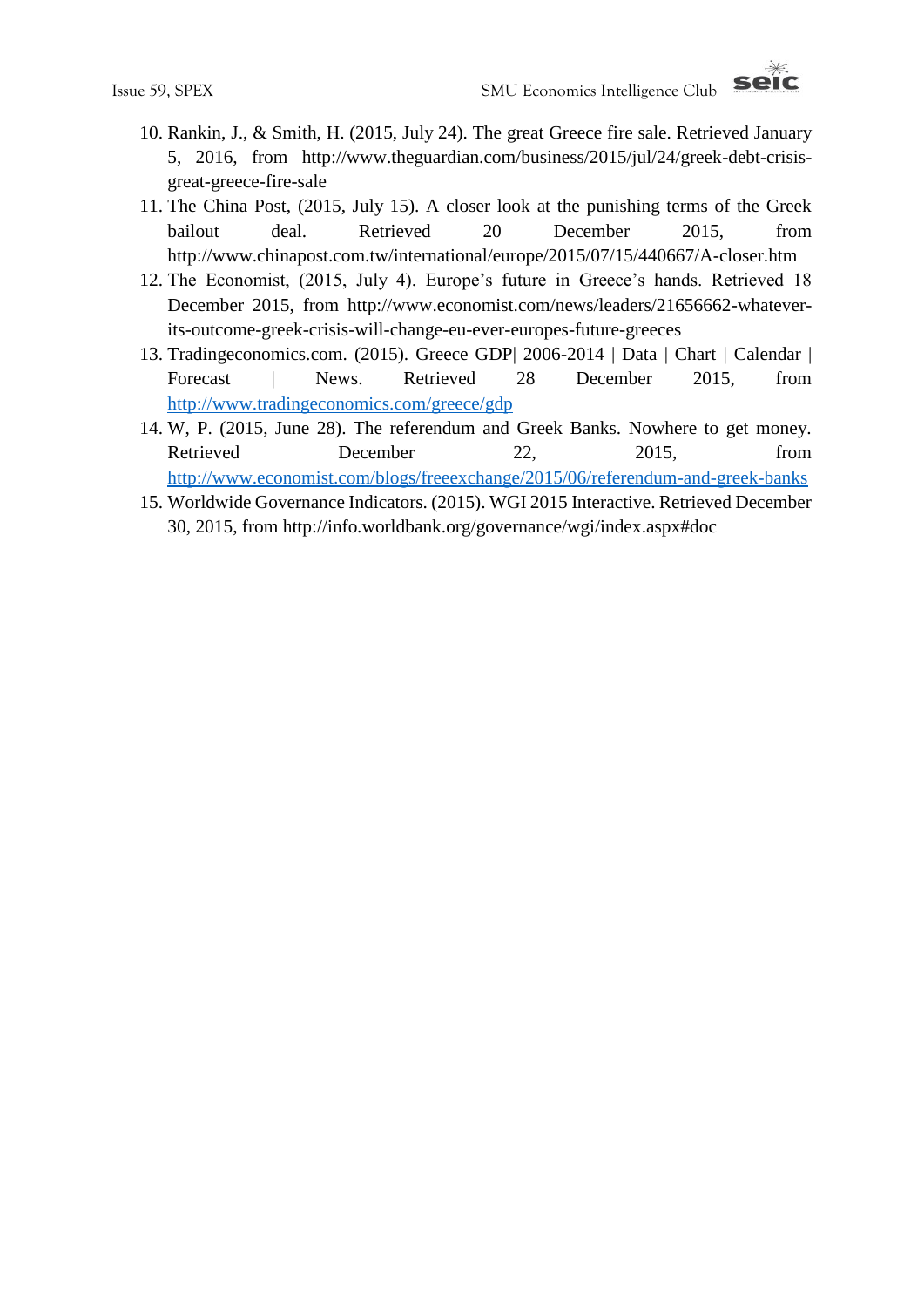10. Rankin, J., & Smith, H. (2015, July 24). The great Greece fire sale. Retrieved January 5, 2016, from http://www.theguardian.com/business/2015/jul/24/greek-debt-crisis-great-greece-fire-sale
11. The China Post, (2015, July 15). A closer look at the punishing terms of the Greek bailout deal. Retrieved 20 December 2015, from http://www.chinapost.com.tw/international/europe/2015/07/15/440667/A-closer.htm
12. The Economist, (2015, July 4). Europe's future in Greece's hands. Retrieved 18 December 2015, from http://www.economist.com/news/leaders/21656662-whatever-its-outcome-greek-crisis-will-change-eu-ever-europes-future-greeces
13. Tradingeconomics.com. (2015). Greece GDP| 2006-2014 | Data | Chart | Calendar | Forecast | News. Retrieved 28 December 2015, from http://www.tradingeconomics.com/greece/gdp
14. W, P. (2015, June 28). The referendum and Greek Banks. Nowhere to get money. Retrieved December 22, 2015, from http://www.economist.com/blogs/freeexchange/2015/06/referendum-and-greek-banks
15. Worldwide Governance Indicators. (2015). WGI 2015 Interactive. Retrieved December 30, 2015, from http://info.worldbank.org/governance/wgi/index.aspx#doc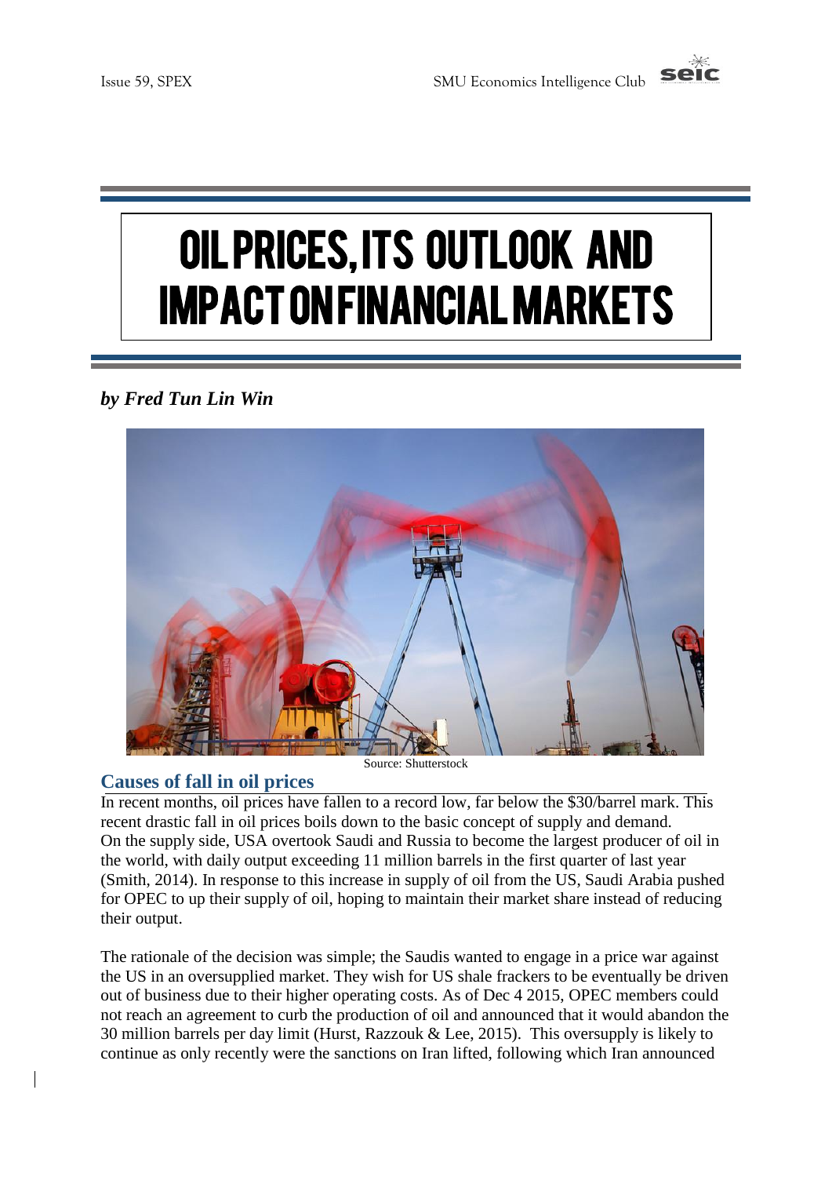# OIL PRICES, ITS OUTLOOK AND IMPACT ON FINANCIAL MARKETS

***by Fred Tun Lin Win***

Source: Shutterstock

## Causes of fall in oil prices

In recent months, oil prices have fallen to a record low, far below the $30/barrel mark. This recent drastic fall in oil prices boils down to the basic concept of supply and demand. On the supply side, USA overtook Saudi and Russia to become the largest producer of oil in the world, with daily output exceeding 11 million barrels in the first quarter of last year (Smith, 2014). In response to this increase in supply of oil from the US, Saudi Arabia pushed for OPEC to up their supply of oil, hoping to maintain their market share instead of reducing their output.

The rationale of the decision was simple; the Saudis wanted to engage in a price war against the US in an oversupplied market. They wish for US shale frackers to be eventually be driven out of business due to their higher operating costs. As of Dec 4 2015, OPEC members could not reach an agreement to curb the production of oil and announced that it would abandon the 30 million barrels per day limit (Hurst, Razzouk & Lee, 2015). This oversupply is likely to continue as only recently were the sanctions on Iran lifted, following which Iran announced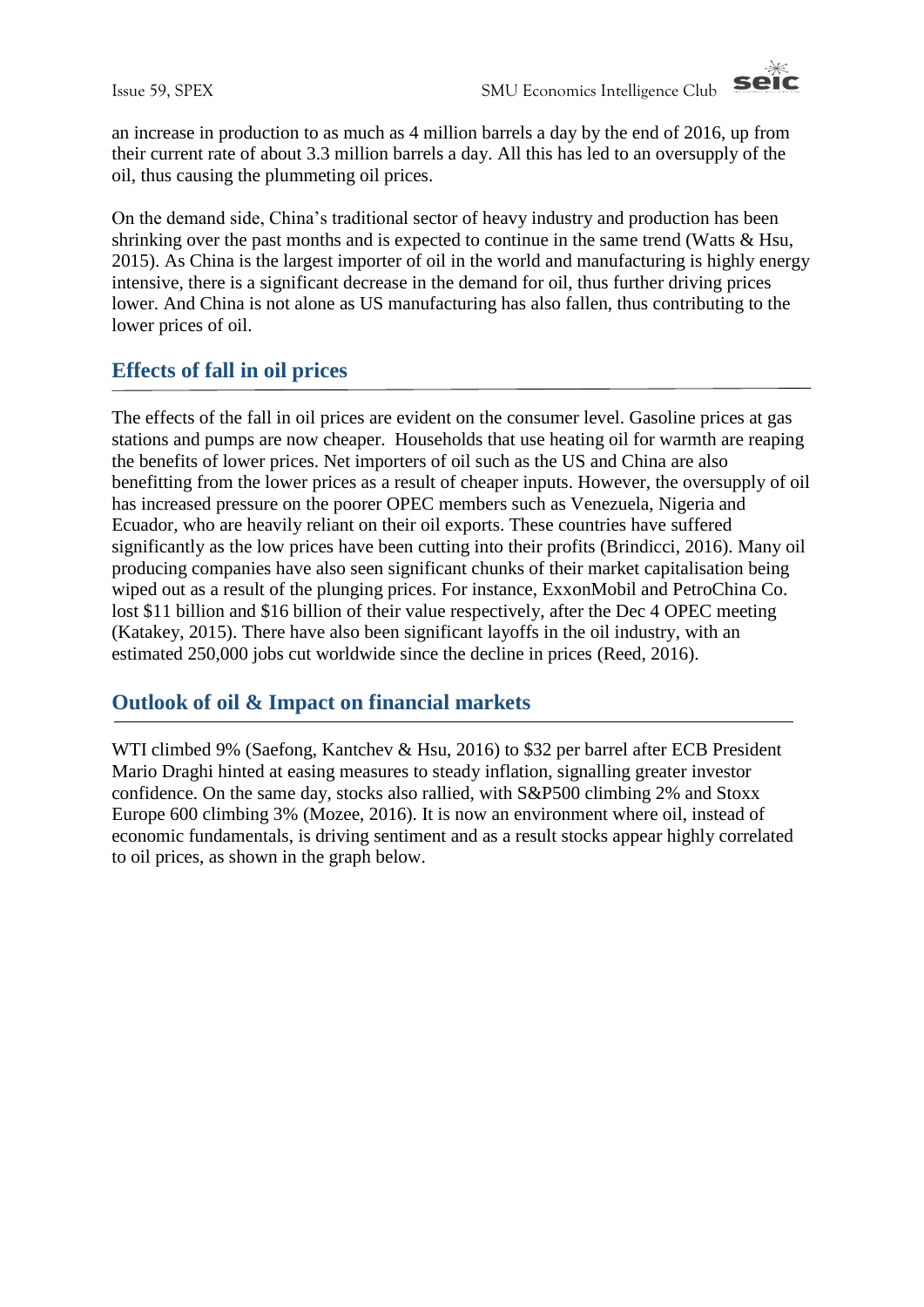an increase in production to as much as 4 million barrels a day by the end of 2016, up from their current rate of about 3.3 million barrels a day. All this has led to an oversupply of the oil, thus causing the plummeting oil prices.

On the demand side, China's traditional sector of heavy industry and production has been shrinking over the past months and is expected to continue in the same trend (Watts & Hsu, 2015). As China is the largest importer of oil in the world and manufacturing is highly energy intensive, there is a significant decrease in the demand for oil, thus further driving prices lower. And China is not alone as US manufacturing has also fallen, thus contributing to the lower prices of oil.

## Effects of fall in oil prices

The effects of the fall in oil prices are evident on the consumer level. Gasoline prices at gas stations and pumps are now cheaper. Households that use heating oil for warmth are reaping the benefits of lower prices. Net importers of oil such as the US and China are also benefitting from the lower prices as a result of cheaper inputs. However, the oversupply of oil has increased pressure on the poorer OPEC members such as Venezuela, Nigeria and Ecuador, who are heavily reliant on their oil exports. These countries have suffered significantly as the low prices have been cutting into their profits (Brindicci, 2016). Many oil producing companies have also seen significant chunks of their market capitalisation being wiped out as a result of the plunging prices. For instance, ExxonMobil and PetroChina Co. lost $11 billion and $16 billion of their value respectively, after the Dec 4 OPEC meeting (Katakey, 2015). There have also been significant layoffs in the oil industry, with an estimated 250,000 jobs cut worldwide since the decline in prices (Reed, 2016).

## Outlook of oil & Impact on financial markets

WTI climbed 9% (Saefong, Kantchev & Hsu, 2016) to $32 per barrel after ECB President Mario Draghi hinted at easing measures to steady inflation, signalling greater investor confidence. On the same day, stocks also rallied, with S&P500 climbing 2% and Stoxx Europe 600 climbing 3% (Mozee, 2016). It is now an environment where oil, instead of economic fundamentals, is driving sentiment and as a result stocks appear highly correlated to oil prices, as shown in the graph below.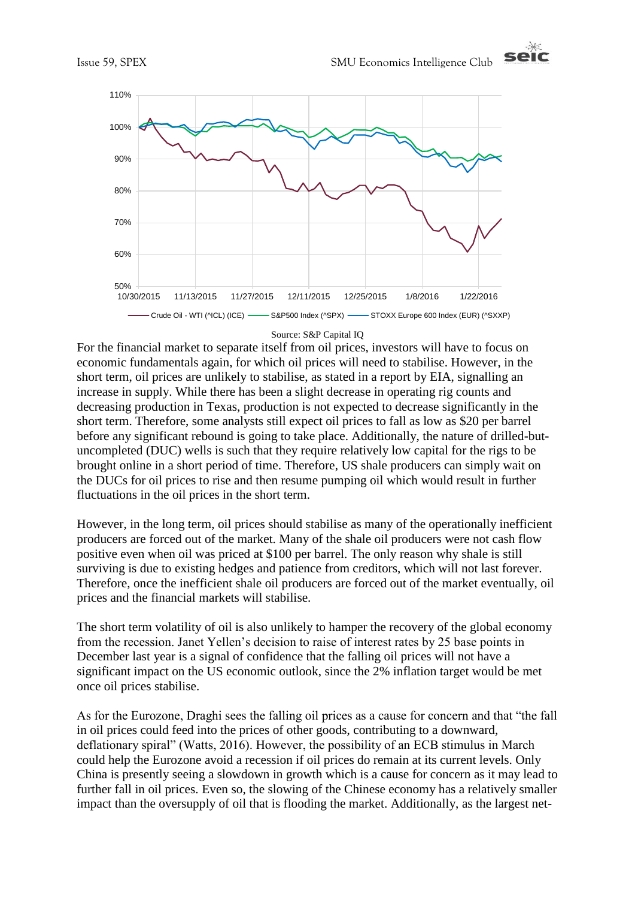Source: S&P Capital IQ

For the financial market to separate itself from oil prices, investors will have to focus on economic fundamentals again, for which oil prices will need to stabilise. However, in the short term, oil prices are unlikely to stabilise, as stated in a report by EIA, signalling an increase in supply. While there has been a slight decrease in operating rig counts and decreasing production in Texas, production is not expected to decrease significantly in the short term. Therefore, some analysts still expect oil prices to fall as low as $20 per barrel before any significant rebound is going to take place. Additionally, the nature of drilled-but-uncompleted (DUC) wells is such that they require relatively low capital for the rigs to be brought online in a short period of time. Therefore, US shale producers can simply wait on the DUCs for oil prices to rise and then resume pumping oil which would result in further fluctuations in the oil prices in the short term.

However, in the long term, oil prices should stabilise as many of the operationally inefficient producers are forced out of the market. Many of the shale oil producers were not cash flow positive even when oil was priced at $100 per barrel. The only reason why shale is still surviving is due to existing hedges and patience from creditors, which will not last forever. Therefore, once the inefficient shale oil producers are forced out of the market eventually, oil prices and the financial markets will stabilise.

The short term volatility of oil is also unlikely to hamper the recovery of the global economy from the recession. Janet Yellen's decision to raise of interest rates by 25 base points in December last year is a signal of confidence that the falling oil prices will not have a significant impact on the US economic outlook, since the 2% inflation target would be met once oil prices stabilise.

As for the Eurozone, Draghi sees the falling oil prices as a cause for concern and that "the fall in oil prices could feed into the prices of other goods, contributing to a downward, deflationary spiral" (Watts, 2016). However, the possibility of an ECB stimulus in March could help the Eurozone avoid a recession if oil prices do remain at its current levels. Only China is presently seeing a slowdown in growth which is a cause for concern as it may lead to further fall in oil prices. Even so, the slowing of the Chinese economy has a relatively smaller impact than the oversupply of oil that is flooding the market. Additionally, as the largest net-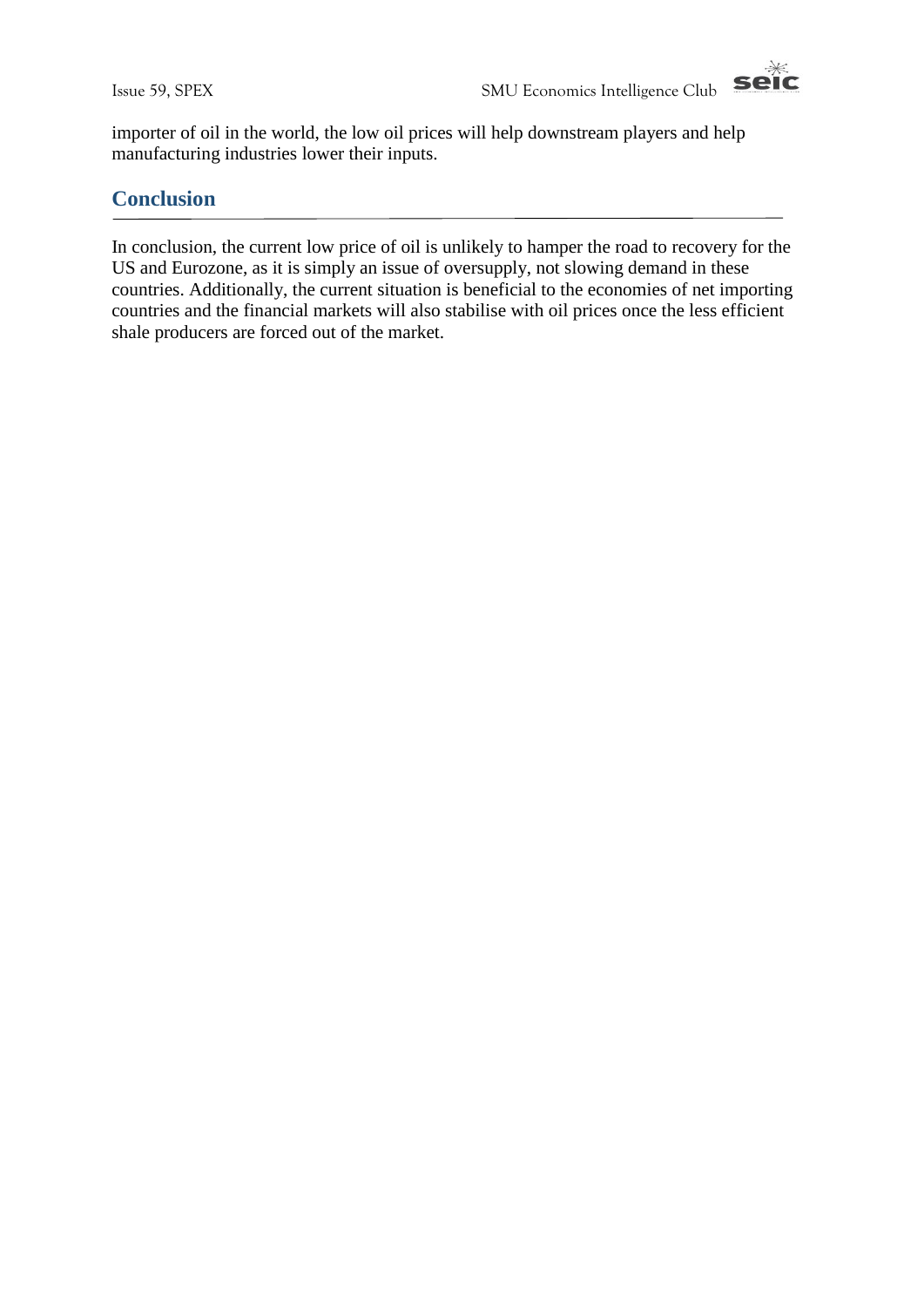importer of oil in the world, the low oil prices will help downstream players and help manufacturing industries lower their inputs.

## Conclusion

In conclusion, the current low price of oil is unlikely to hamper the road to recovery for the US and Eurozone, as it is simply an issue of oversupply, not slowing demand in these countries. Additionally, the current situation is beneficial to the economies of net importing countries and the financial markets will also stabilise with oil prices once the less efficient shale producers are forced out of the market.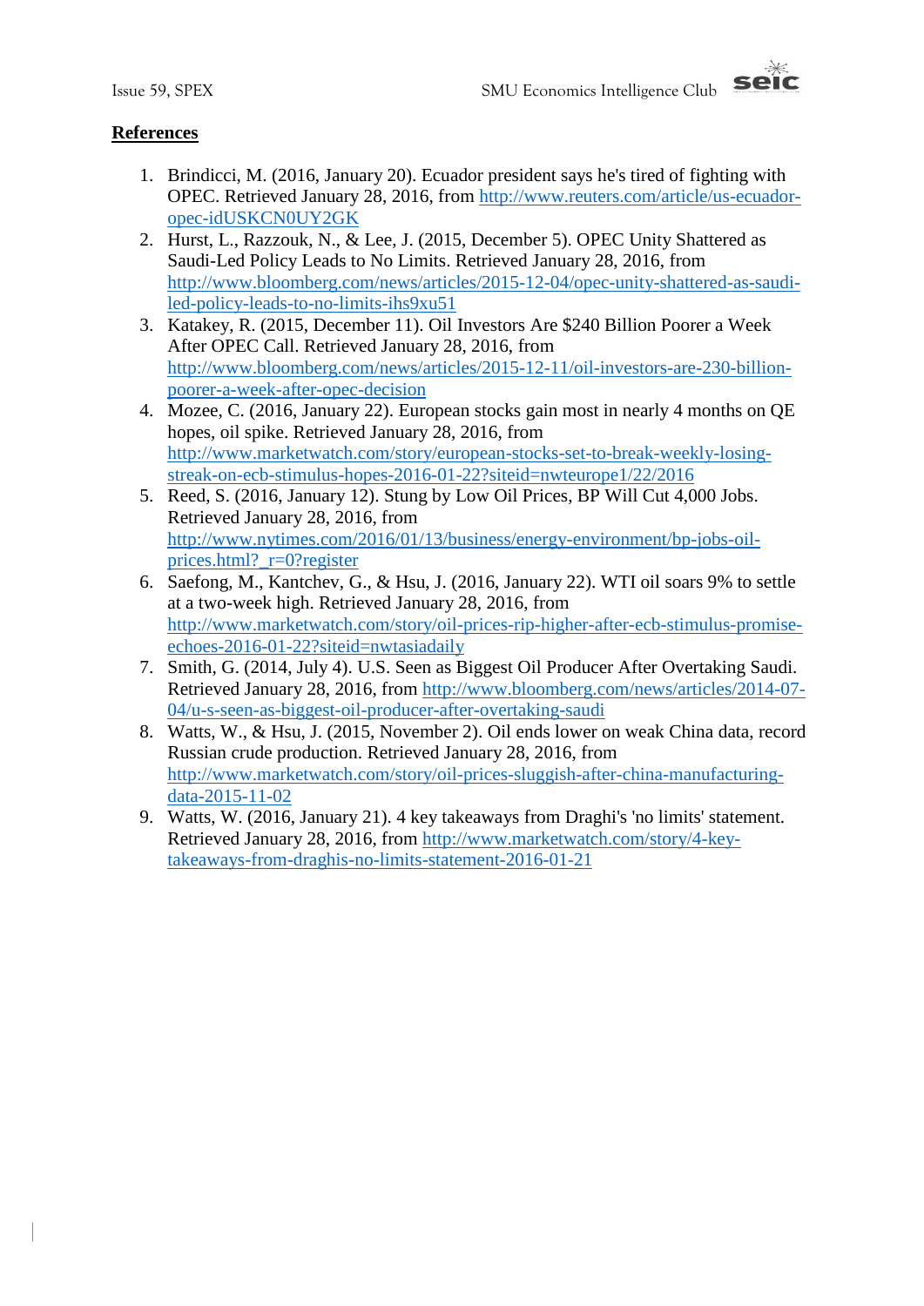**References**

1. Brindicci, M. (2016, January 20). Ecuador president says he's tired of fighting with OPEC. Retrieved January 28, 2016, from http://www.reuters.com/article/us-ecuador-opec-idUSKCN0UY2GK
2. Hurst, L., Razzouk, N., & Lee, J. (2015, December 5). OPEC Unity Shattered as Saudi-Led Policy Leads to No Limits. Retrieved January 28, 2016, from http://www.bloomberg.com/news/articles/2015-12-04/opec-unity-shattered-as-saudi-led-policy-leads-to-no-limits-ihs9xu51
3. Katakey, R. (2015, December 11). Oil Investors Are $240 Billion Poorer a Week After OPEC Call. Retrieved January 28, 2016, from http://www.bloomberg.com/news/articles/2015-12-11/oil-investors-are-230-billion-poorer-a-week-after-opec-decision
4. Mozee, C. (2016, January 22). European stocks gain most in nearly 4 months on QE hopes, oil spike. Retrieved January 28, 2016, from http://www.marketwatch.com/story/european-stocks-set-to-break-weekly-losing-streak-on-ecb-stimulus-hopes-2016-01-22?siteid=nwteurope1/22/2016
5. Reed, S. (2016, January 12). Stung by Low Oil Prices, BP Will Cut 4,000 Jobs. Retrieved January 28, 2016, from http://www.nytimes.com/2016/01/13/business/energy-environment/bp-jobs-oil-prices.html?_r=0?register
6. Saefong, M., Kantchev, G., & Hsu, J. (2016, January 22). WTI oil soars 9% to settle at a two-week high. Retrieved January 28, 2016, from http://www.marketwatch.com/story/oil-prices-rip-higher-after-ecb-stimulus-promise-echoes-2016-01-22?siteid=nwtasiadaily
7. Smith, G. (2014, July 4). U.S. Seen as Biggest Oil Producer After Overtaking Saudi. Retrieved January 28, 2016, from http://www.bloomberg.com/news/articles/2014-07-04/u-s-seen-as-biggest-oil-producer-after-overtaking-saudi
8. Watts, W., & Hsu, J. (2015, November 2). Oil ends lower on weak China data, record Russian crude production. Retrieved January 28, 2016, from http://www.marketwatch.com/story/oil-prices-sluggish-after-china-manufacturing-data-2015-11-02
9. Watts, W. (2016, January 21). 4 key takeaways from Draghi's 'no limits' statement. Retrieved January 28, 2016, from http://www.marketwatch.com/story/4-key-takeaways-from-draghis-no-limits-statement-2016-01-21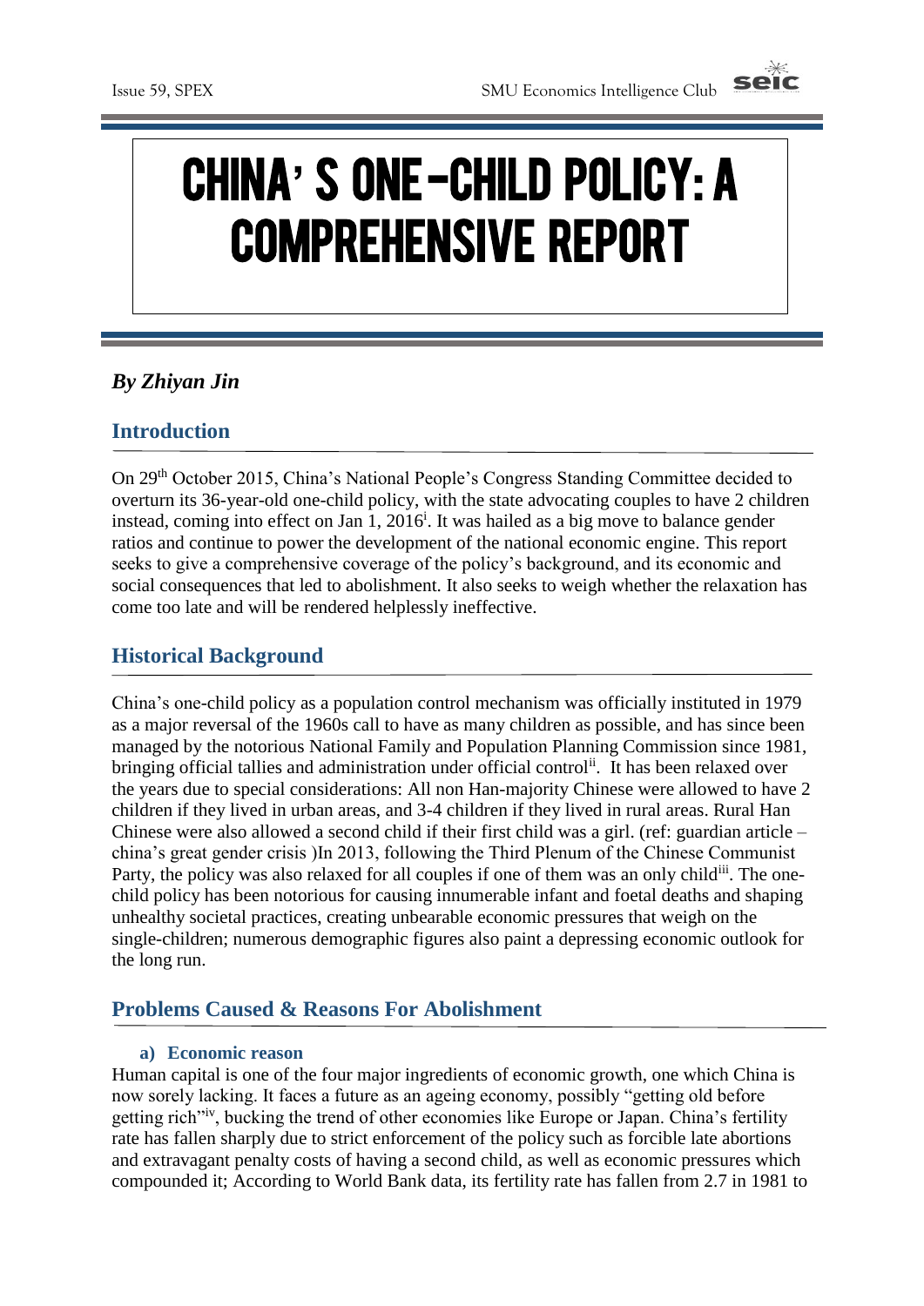# CHINA'S ONE-CHILD POLICY: A COMPREHENSIVE REPORT

***By Zhiyan Jin***

## Introduction

On 29th October 2015, China's National People's Congress Standing Committee decided to overturn its 36-year-old one-child policy, with the state advocating couples to have 2 children instead, coming into effect on Jan 1, 2016[i]. It was hailed as a big move to balance gender ratios and continue to power the development of the national economic engine. This report seeks to give a comprehensive coverage of the policy's background, and its economic and social consequences that led to abolishment. It also seeks to weigh whether the relaxation has come too late and will be rendered helplessly ineffective.

## Historical Background

China's one-child policy as a population control mechanism was officially instituted in 1979 as a major reversal of the 1960s call to have as many children as possible, and has since been managed by the notorious National Family and Population Planning Commission since 1981, bringing official tallies and administration under official control[ii]. It has been relaxed over the years due to special considerations: All non Han-majority Chinese were allowed to have 2 children if they lived in urban areas, and 3-4 children if they lived in rural areas. Rural Han Chinese were also allowed a second child if their first child was a girl. (ref: guardian article – china's great gender crisis )In 2013, following the Third Plenum of the Chinese Communist Party, the policy was also relaxed for all couples if one of them was an only child[iii]. The one-child policy has been notorious for causing innumerable infant and foetal deaths and shaping unhealthy societal practices, creating unbearable economic pressures that weigh on the single-children; numerous demographic figures also paint a depressing economic outlook for the long run.

## Problems Caused & Reasons For Abolishment

### a) Economic reason

Human capital is one of the four major ingredients of economic growth, one which China is now sorely lacking. It faces a future as an ageing economy, possibly "getting old before getting rich"[iv], bucking the trend of other economies like Europe or Japan. China's fertility rate has fallen sharply due to strict enforcement of the policy such as forcible late abortions and extravagant penalty costs of having a second child, as well as economic pressures which compounded it; According to World Bank data, its fertility rate has fallen from 2.7 in 1981 to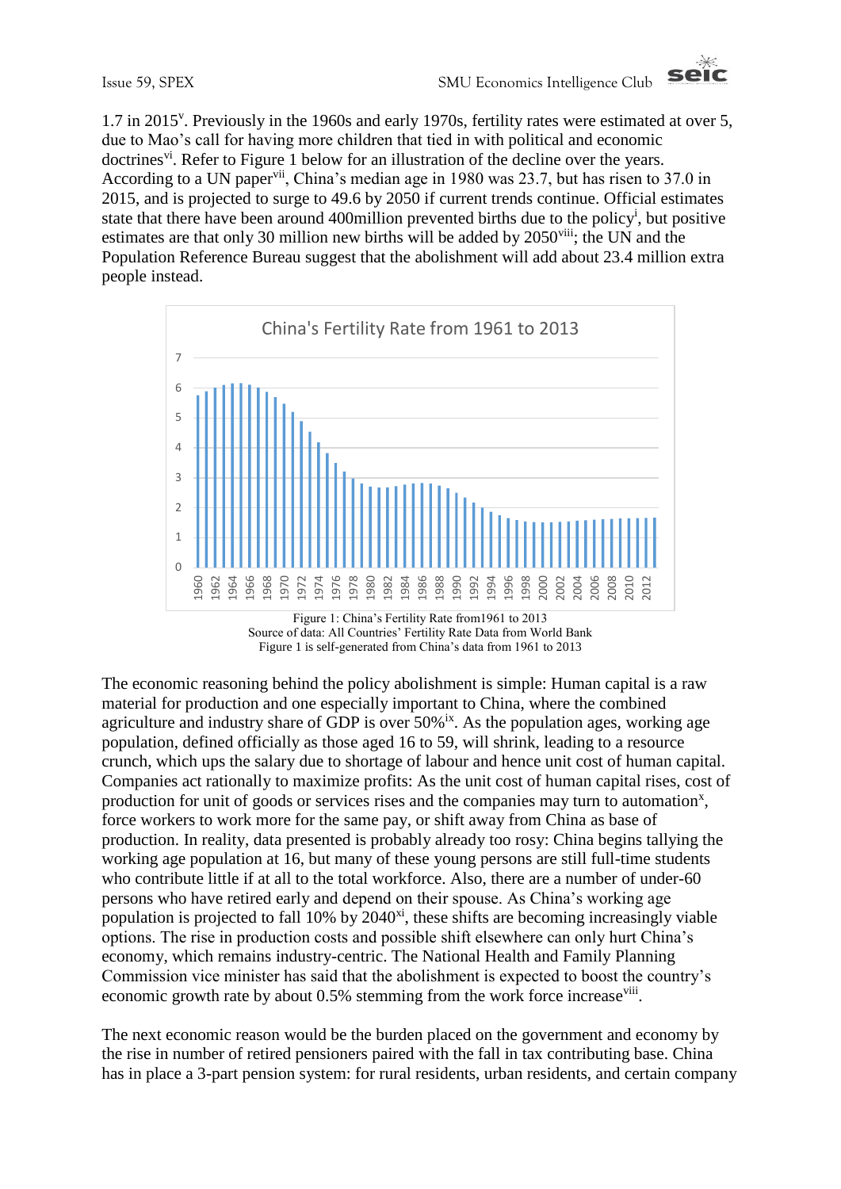1.7 in 2015[v]. Previously in the 1960s and early 1970s, fertility rates were estimated at over 5, due to Mao's call for having more children that tied in with political and economic doctrines[vi]. Refer to Figure 1 below for an illustration of the decline over the years. According to a UN paper[vii], China's median age in 1980 was 23.7, but has risen to 37.0 in 2015, and is projected to surge to 49.6 by 2050 if current trends continue. Official estimates state that there have been around 400million prevented births due to the policy[i], but positive estimates are that only 30 million new births will be added by 2050[viii]; the UN and the Population Reference Bureau suggest that the abolishment will add about 23.4 million extra people instead.

Figure 1: China's Fertility Rate from1961 to 2013
Source of data: All Countries' Fertility Rate Data from World Bank
Figure 1 is self-generated from China's data from 1961 to 2013

The economic reasoning behind the policy abolishment is simple: Human capital is a raw material for production and one especially important to China, where the combined agriculture and industry share of GDP is over 50%[ix]. As the population ages, working age population, defined officially as those aged 16 to 59, will shrink, leading to a resource crunch, which ups the salary due to shortage of labour and hence unit cost of human capital. Companies act rationally to maximize profits: As the unit cost of human capital rises, cost of production for unit of goods or services rises and the companies may turn to automation[x], force workers to work more for the same pay, or shift away from China as base of production. In reality, data presented is probably already too rosy: China begins tallying the working age population at 16, but many of these young persons are still full-time students who contribute little if at all to the total workforce. Also, there are a number of under-60 persons who have retired early and depend on their spouse. As China's working age population is projected to fall 10% by 2040[xi], these shifts are becoming increasingly viable options. The rise in production costs and possible shift elsewhere can only hurt China's economy, which remains industry-centric. The National Health and Family Planning Commission vice minister has said that the abolishment is expected to boost the country's economic growth rate by about 0.5% stemming from the work force increase[viii].

The next economic reason would be the burden placed on the government and economy by the rise in number of retired pensioners paired with the fall in tax contributing base. China has in place a 3-part pension system: for rural residents, urban residents, and certain company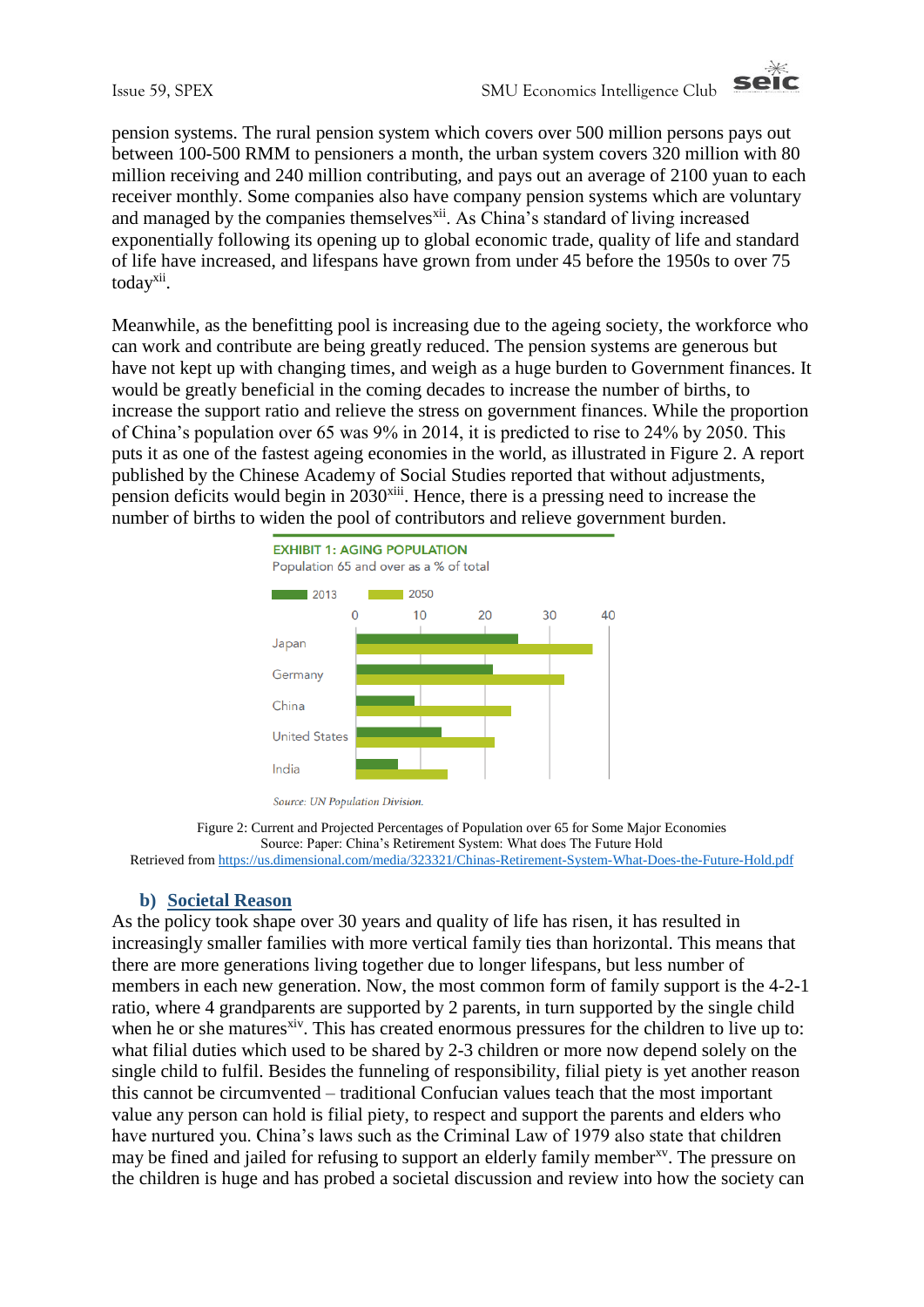pension systems. The rural pension system which covers over 500 million persons pays out between 100-500 RMM to pensioners a month, the urban system covers 320 million with 80 million receiving and 240 million contributing, and pays out an average of 2100 yuan to each receiver monthly. Some companies also have company pension systems which are voluntary and managed by the companies themselves[xii]. As China's standard of living increased exponentially following its opening up to global economic trade, quality of life and standard of life have increased, and lifespans have grown from under 45 before the 1950s to over 75 today[xii].

Meanwhile, as the benefitting pool is increasing due to the ageing society, the workforce who can work and contribute are being greatly reduced. The pension systems are generous but have not kept up with changing times, and weigh as a huge burden to Government finances. It would be greatly beneficial in the coming decades to increase the number of births, to increase the support ratio and relieve the stress on government finances. While the proportion of China's population over 65 was 9% in 2014, it is predicted to rise to 24% by 2050. This puts it as one of the fastest ageing economies in the world, as illustrated in Figure 2. A report published by the Chinese Academy of Social Studies reported that without adjustments, pension deficits would begin in 2030[xiii]. Hence, there is a pressing need to increase the number of births to widen the pool of contributors and relieve government burden.

EXHIBIT 1: AGING POPULATION

Population 65 and over as a % of total

2013 | 2050

Japan, Germany, China, United States, India

Source: UN Population Division.

Figure 2: Current and Projected Percentages of Population over 65 for Some Major Economies
Source: Paper: China's Retirement System: What does The Future Hold
Retrieved from https://us.dimensional.com/media/323321/Chinas-Retirement-System-What-Does-the-Future-Hold.pdf

### b) Societal Reason

As the policy took shape over 30 years and quality of life has risen, it has resulted in increasingly smaller families with more vertical family ties than horizontal. This means that there are more generations living together due to longer lifespans, but less number of members in each new generation. Now, the most common form of family support is the 4-2-1 ratio, where 4 grandparents are supported by 2 parents, in turn supported by the single child when he or she matures[xiv]. This has created enormous pressures for the children to live up to: what filial duties which used to be shared by 2-3 children or more now depend solely on the single child to fulfil. Besides the funneling of responsibility, filial piety is yet another reason this cannot be circumvented – traditional Confucian values teach that the most important value any person can hold is filial piety, to respect and support the parents and elders who have nurtured you. China's laws such as the Criminal Law of 1979 also state that children may be fined and jailed for refusing to support an elderly family member[xv]. The pressure on the children is huge and has probed a societal discussion and review into how the society can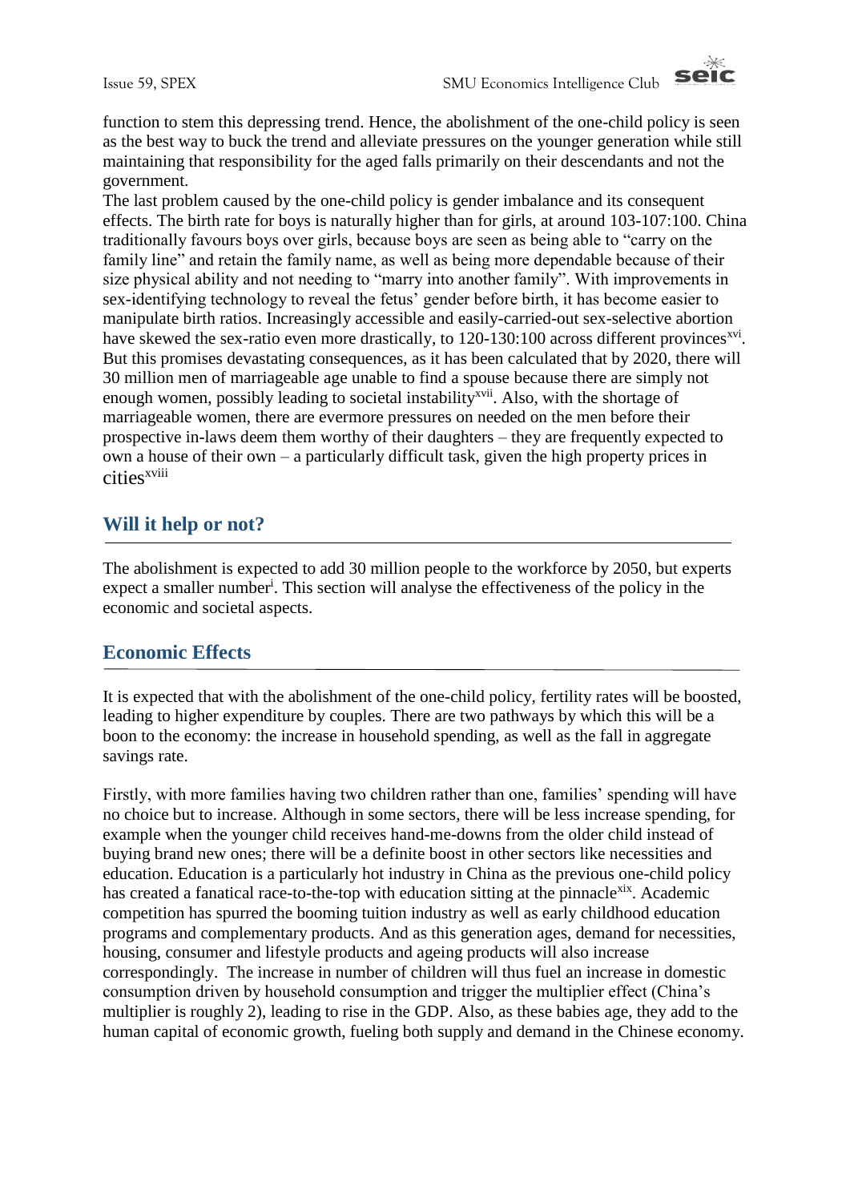function to stem this depressing trend. Hence, the abolishment of the one-child policy is seen as the best way to buck the trend and alleviate pressures on the younger generation while still maintaining that responsibility for the aged falls primarily on their descendants and not the government.

The last problem caused by the one-child policy is gender imbalance and its consequent effects. The birth rate for boys is naturally higher than for girls, at around 103-107:100. China traditionally favours boys over girls, because boys are seen as being able to "carry on the family line" and retain the family name, as well as being more dependable because of their size physical ability and not needing to "marry into another family". With improvements in sex-identifying technology to reveal the fetus' gender before birth, it has become easier to manipulate birth ratios. Increasingly accessible and easily-carried-out sex-selective abortion have skewed the sex-ratio even more drastically, to 120-130:100 across different provinces[xvi]. But this promises devastating consequences, as it has been calculated that by 2020, there will 30 million men of marriageable age unable to find a spouse because there are simply not enough women, possibly leading to societal instability[xvii]. Also, with the shortage of marriageable women, there are evermore pressures on needed on the men before their prospective in-laws deem them worthy of their daughters – they are frequently expected to own a house of their own – a particularly difficult task, given the high property prices in cities[xviii]

## Will it help or not?

The abolishment is expected to add 30 million people to the workforce by 2050, but experts expect a smaller number[i]. This section will analyse the effectiveness of the policy in the economic and societal aspects.

## Economic Effects

It is expected that with the abolishment of the one-child policy, fertility rates will be boosted, leading to higher expenditure by couples. There are two pathways by which this will be a boon to the economy: the increase in household spending, as well as the fall in aggregate savings rate.

Firstly, with more families having two children rather than one, families' spending will have no choice but to increase. Although in some sectors, there will be less increase spending, for example when the younger child receives hand-me-downs from the older child instead of buying brand new ones; there will be a definite boost in other sectors like necessities and education. Education is a particularly hot industry in China as the previous one-child policy has created a fanatical race-to-the-top with education sitting at the pinnacle[xix]. Academic competition has spurred the booming tuition industry as well as early childhood education programs and complementary products. And as this generation ages, demand for necessities, housing, consumer and lifestyle products and ageing products will also increase correspondingly. The increase in number of children will thus fuel an increase in domestic consumption driven by household consumption and trigger the multiplier effect (China's multiplier is roughly 2), leading to rise in the GDP. Also, as these babies age, they add to the human capital of economic growth, fueling both supply and demand in the Chinese economy.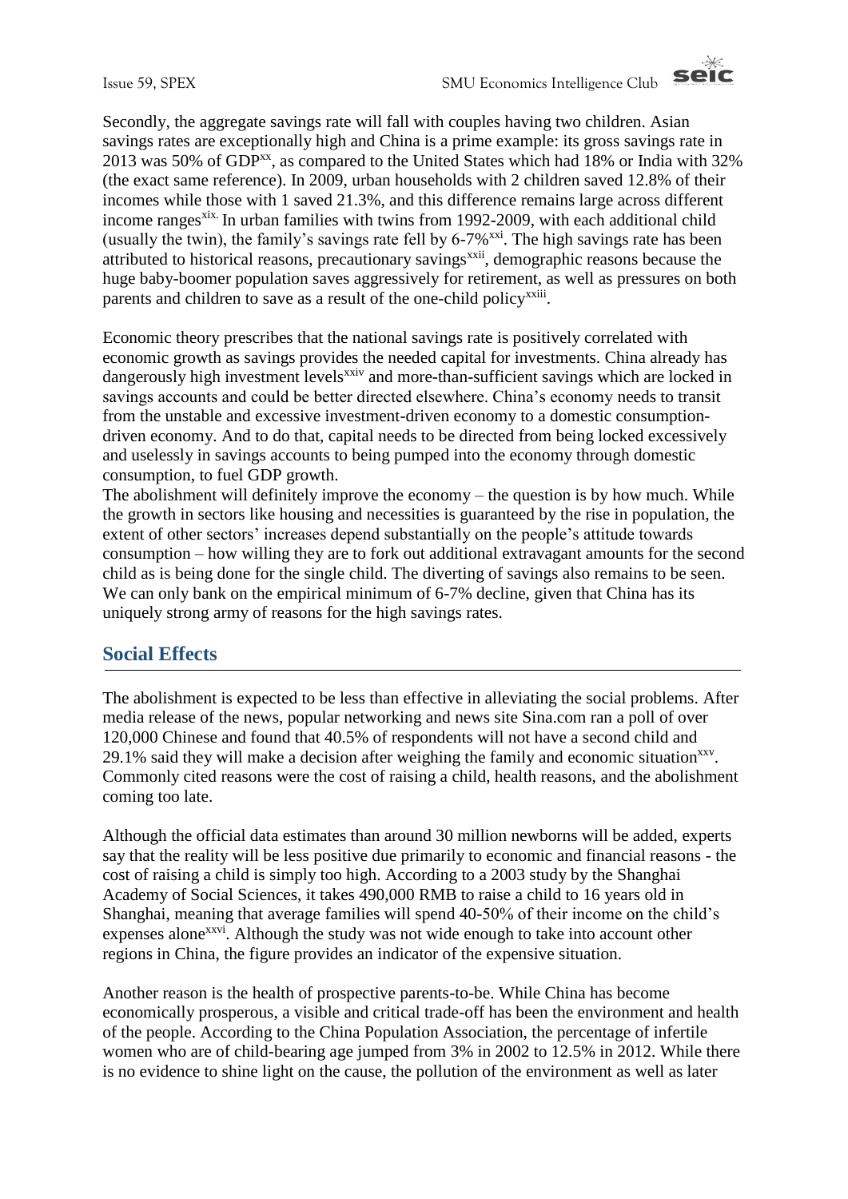Secondly, the aggregate savings rate will fall with couples having two children. Asian savings rates are exceptionally high and China is a prime example: its gross savings rate in 2013 was 50% of GDP[xx], as compared to the United States which had 18% or India with 32% (the exact same reference). In 2009, urban households with 2 children saved 12.8% of their incomes while those with 1 saved 21.3%, and this difference remains large across different income ranges[xix]. In urban families with twins from 1992-2009, with each additional child (usually the twin), the family's savings rate fell by 6-7%[xxi]. The high savings rate has been attributed to historical reasons, precautionary savings[xxii], demographic reasons because the huge baby-boomer population saves aggressively for retirement, as well as pressures on both parents and children to save as a result of the one-child policy[xxiii].

Economic theory prescribes that the national savings rate is positively correlated with economic growth as savings provides the needed capital for investments. China already has dangerously high investment levels[xxiv] and more-than-sufficient savings which are locked in savings accounts and could be better directed elsewhere. China's economy needs to transit from the unstable and excessive investment-driven economy to a domestic consumption-driven economy. And to do that, capital needs to be directed from being locked excessively and uselessly in savings accounts to being pumped into the economy through domestic consumption, to fuel GDP growth.

The abolishment will definitely improve the economy – the question is by how much. While the growth in sectors like housing and necessities is guaranteed by the rise in population, the extent of other sectors' increases depend substantially on the people's attitude towards consumption – how willing they are to fork out additional extravagant amounts for the second child as is being done for the single child. The diverting of savings also remains to be seen. We can only bank on the empirical minimum of 6-7% decline, given that China has its uniquely strong army of reasons for the high savings rates.

## Social Effects

The abolishment is expected to be less than effective in alleviating the social problems. After media release of the news, popular networking and news site Sina.com ran a poll of over 120,000 Chinese and found that 40.5% of respondents will not have a second child and 29.1% said they will make a decision after weighing the family and economic situation[xxv]. Commonly cited reasons were the cost of raising a child, health reasons, and the abolishment coming too late.

Although the official data estimates than around 30 million newborns will be added, experts say that the reality will be less positive due primarily to economic and financial reasons - the cost of raising a child is simply too high. According to a 2003 study by the Shanghai Academy of Social Sciences, it takes 490,000 RMB to raise a child to 16 years old in Shanghai, meaning that average families will spend 40-50% of their income on the child's expenses alone[xxvi]. Although the study was not wide enough to take into account other regions in China, the figure provides an indicator of the expensive situation.

Another reason is the health of prospective parents-to-be. While China has become economically prosperous, a visible and critical trade-off has been the environment and health of the people. According to the China Population Association, the percentage of infertile women who are of child-bearing age jumped from 3% in 2002 to 12.5% in 2012. While there is no evidence to shine light on the cause, the pollution of the environment as well as later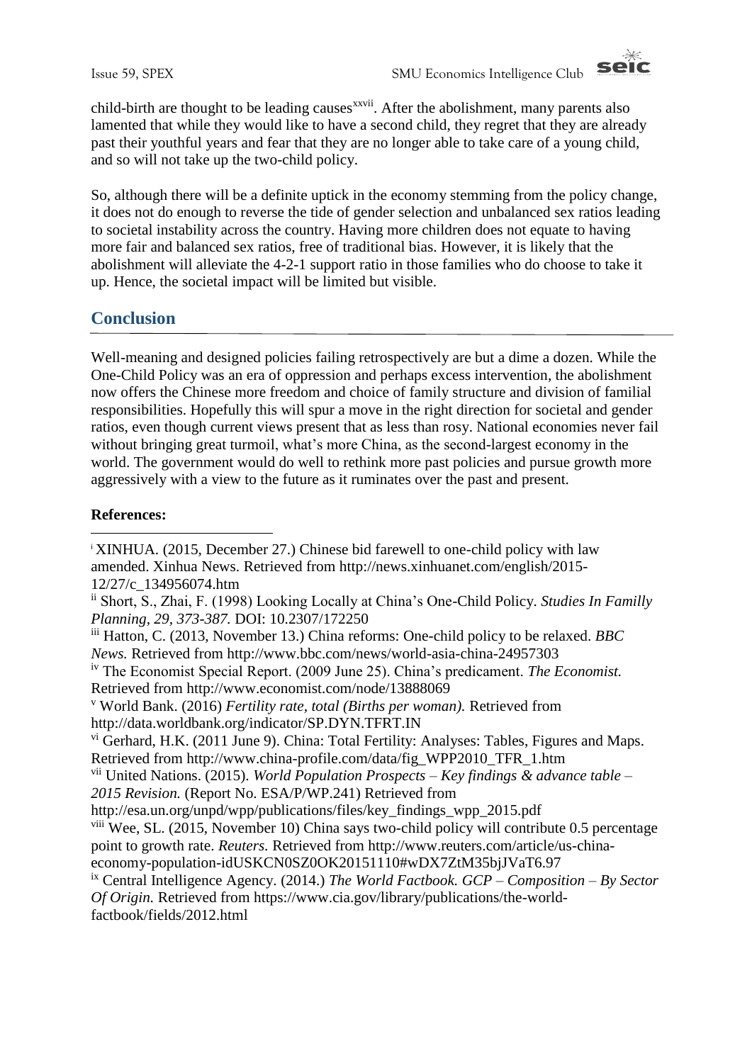child-birth are thought to be leading causes[xxvii]. After the abolishment, many parents also lamented that while they would like to have a second child, they regret that they are already past their youthful years and fear that they are no longer able to take care of a young child, and so will not take up the two-child policy.

So, although there will be a definite uptick in the economy stemming from the policy change, it does not do enough to reverse the tide of gender selection and unbalanced sex ratios leading to societal instability across the country. Having more children does not equate to having more fair and balanced sex ratios, free of traditional bias. However, it is likely that the abolishment will alleviate the 4-2-1 support ratio in those families who do choose to take it up. Hence, the societal impact will be limited but visible.

## Conclusion

Well-meaning and designed policies failing retrospectively are but a dime a dozen. While the One-Child Policy was an era of oppression and perhaps excess intervention, the abolishment now offers the Chinese more freedom and choice of family structure and division of familial responsibilities. Hopefully this will spur a move in the right direction for societal and gender ratios, even though current views present that as less than rosy. National economies never fail without bringing great turmoil, what's more China, as the second-largest economy in the world. The government would do well to rethink more past policies and pursue growth more aggressively with a view to the future as it ruminates over the past and present.

**References:**

[i] XINHUA. (2015, December 27.) Chinese bid farewell to one-child policy with law amended. Xinhua News. Retrieved from http://news.xinhuanet.com/english/2015-12/27/c_134956074.htm

[ii] Short, S., Zhai, F. (1998) Looking Locally at China's One-Child Policy. *Studies In Familly Planning, 29, 373-387.* DOI: 10.2307/172250

[iii] Hatton, C. (2013, November 13.) China reforms: One-child policy to be relaxed. *BBC News.* Retrieved from http://www.bbc.com/news/world-asia-china-24957303

[iv] The Economist Special Report. (2009 June 25). China's predicament. *The Economist.* Retrieved from http://www.economist.com/node/13888069

[v] World Bank. (2016) *Fertility rate, total (Births per woman).* Retrieved from http://data.worldbank.org/indicator/SP.DYN.TFRT.IN

[vi] Gerhard, H.K. (2011 June 9). China: Total Fertility: Analyses: Tables, Figures and Maps. Retrieved from http://www.china-profile.com/data/fig_WPP2010_TFR_1.htm

[vii] United Nations. (2015). *World Population Prospects – Key findings & advance table – 2015 Revision.* (Report No. ESA/P/WP.241) Retrieved from http://esa.un.org/unpd/wpp/publications/files/key_findings_wpp_2015.pdf

[viii] Wee, SL. (2015, November 10) China says two-child policy will contribute 0.5 percentage point to growth rate. *Reuters.* Retrieved from http://www.reuters.com/article/us-china-economy-population-idUSKCN0SZ0OK20151110#wDX7ZtM35bjJVaT6.97

[ix] Central Intelligence Agency. (2014.) *The World Factbook. GCP – Composition – By Sector Of Origin.* Retrieved from https://www.cia.gov/library/publications/the-world-factbook/fields/2012.html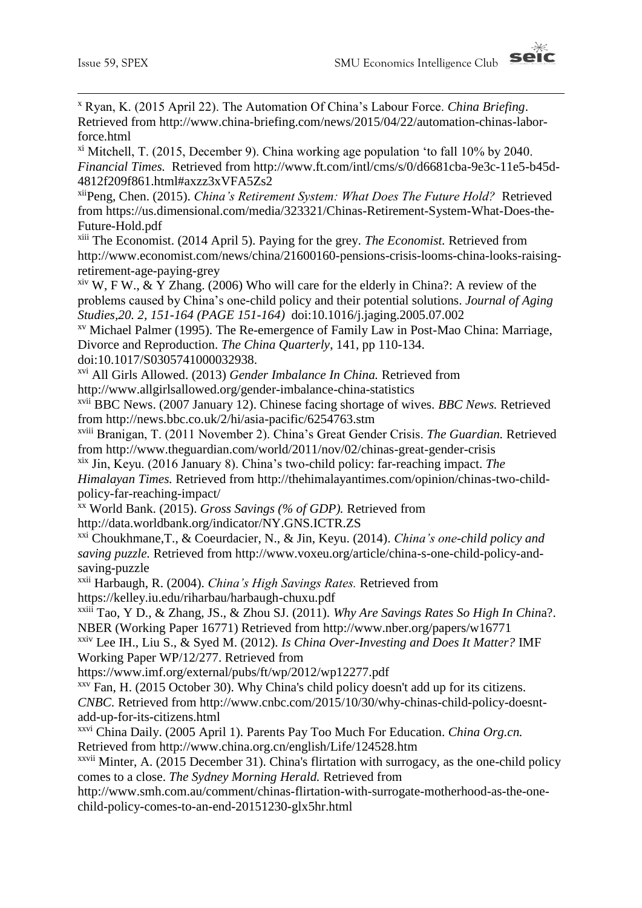[x] Ryan, K. (2015 April 22). The Automation Of China's Labour Force. *China Briefing*. Retrieved from http://www.china-briefing.com/news/2015/04/22/automation-chinas-labor-force.html

[xi] Mitchell, T. (2015, December 9). China working age population 'to fall 10% by 2040. *Financial Times.* Retrieved from http://www.ft.com/intl/cms/s/0/d6681cba-9e3c-11e5-b45d-4812f209f861.html#axzz3xVFA5Zs2

[xii]Peng, Chen. (2015). *China's Retirement System: What Does The Future Hold?* Retrieved from https://us.dimensional.com/media/323321/Chinas-Retirement-System-What-Does-the-Future-Hold.pdf

[xiii] The Economist. (2014 April 5). Paying for the grey. *The Economist.* Retrieved from http://www.economist.com/news/china/21600160-pensions-crisis-looms-china-looks-raising-retirement-age-paying-grey

[xiv] W, F W., & Y Zhang. (2006) Who will care for the elderly in China?: A review of the problems caused by China's one-child policy and their potential solutions. *Journal of Aging Studies,20. 2, 151-164 (PAGE 151-164)* doi:10.1016/j.jaging.2005.07.002

[xv] Michael Palmer (1995). The Re-emergence of Family Law in Post-Mao China: Marriage, Divorce and Reproduction. *The China Quarterly*, 141, pp 110-134. doi:10.1017/S0305741000032938.

[xvi] All Girls Allowed. (2013) *Gender Imbalance In China.* Retrieved from http://www.allgirlsallowed.org/gender-imbalance-china-statistics

[xvii] BBC News. (2007 January 12). Chinese facing shortage of wives. *BBC News.* Retrieved from http://news.bbc.co.uk/2/hi/asia-pacific/6254763.stm

[xviii] Branigan, T. (2011 November 2). China's Great Gender Crisis. *The Guardian.* Retrieved from http://www.theguardian.com/world/2011/nov/02/chinas-great-gender-crisis

[xix] Jin, Keyu. (2016 January 8). China's two-child policy: far-reaching impact. *The Himalayan Times.* Retrieved from http://thehimalayantimes.com/opinion/chinas-two-child-policy-far-reaching-impact/

[xx] World Bank. (2015). *Gross Savings (% of GDP).* Retrieved from http://data.worldbank.org/indicator/NY.GNS.ICTR.ZS

[xxi] Choukhmane,T., & Coeurdacier, N., & Jin, Keyu. (2014). *China's one-child policy and saving puzzle.* Retrieved from http://www.voxeu.org/article/china-s-one-child-policy-and-saving-puzzle

[xxii] Harbaugh, R. (2004). *China's High Savings Rates.* Retrieved from https://kelley.iu.edu/riharbau/harbaugh-chuxu.pdf

[xxiii] Tao, Y D., & Zhang, JS., & Zhou SJ. (2011). *Why Are Savings Rates So High In China*?. NBER (Working Paper 16771) Retrieved from http://www.nber.org/papers/w16771

[xxiv] Lee IH., Liu S., & Syed M. (2012). *Is China Over-Investing and Does It Matter?* IMF Working Paper WP/12/277. Retrieved from https://www.imf.org/external/pubs/ft/wp/2012/wp12277.pdf

[xxv] Fan, H. (2015 October 30). Why China's child policy doesn't add up for its citizens. *CNBC.* Retrieved from http://www.cnbc.com/2015/10/30/why-chinas-child-policy-doesnt-add-up-for-its-citizens.html

[xxvi] China Daily. (2005 April 1). Parents Pay Too Much For Education. *China Org.cn.* Retrieved from http://www.china.org.cn/english/Life/124528.htm

[xxvii] Minter, A. (2015 December 31). China's flirtation with surrogacy, as the one-child policy comes to a close. *The Sydney Morning Herald.* Retrieved from http://www.smh.com.au/comment/chinas-flirtation-with-surrogate-motherhood-as-the-one-child-policy-comes-to-an-end-20151230-glx5hr.html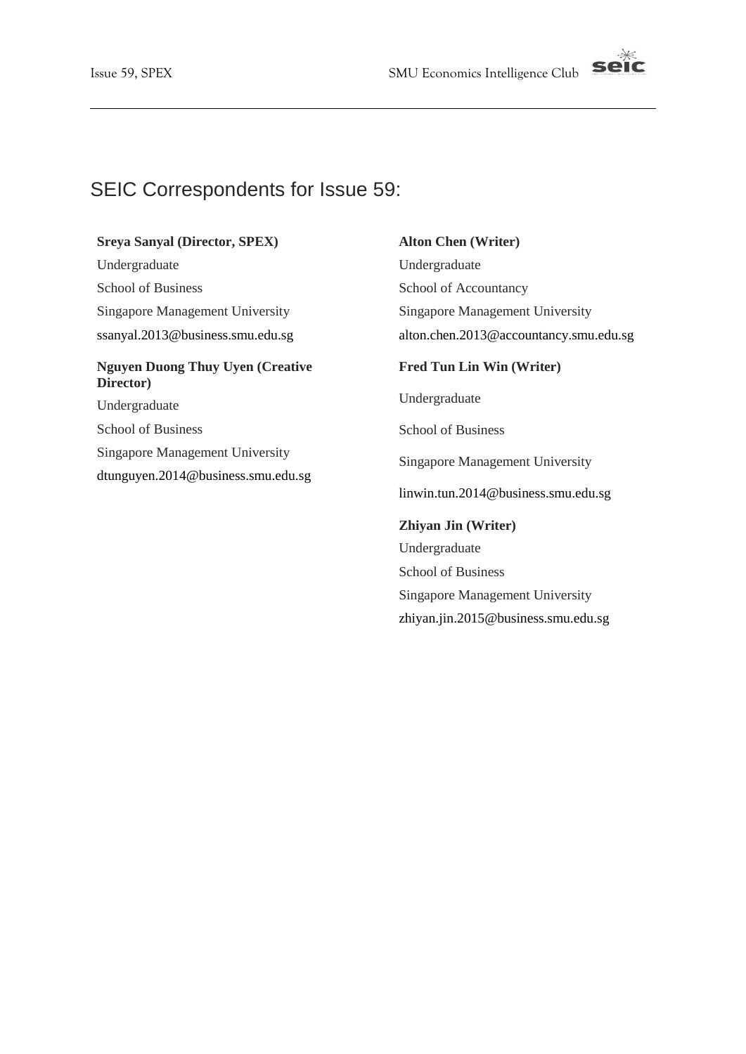## SEIC Correspondents for Issue 59:

**Sreya Sanyal (Director, SPEX)**
Undergraduate
School of Business
Singapore Management University
ssanyal.2013@business.smu.edu.sg

**Nguyen Duong Thuy Uyen (Creative Director)**
Undergraduate
School of Business
Singapore Management University
dtunguyen.2014@business.smu.edu.sg

**Alton Chen (Writer)**
Undergraduate
School of Accountancy
Singapore Management University
alton.chen.2013@accountancy.smu.edu.sg

**Fred Tun Lin Win (Writer)**
Undergraduate
School of Business
Singapore Management University
linwin.tun.2014@business.smu.edu.sg

**Zhiyan Jin (Writer)**
Undergraduate
School of Business
Singapore Management University
zhiyan.jin.2015@business.smu.edu.sg